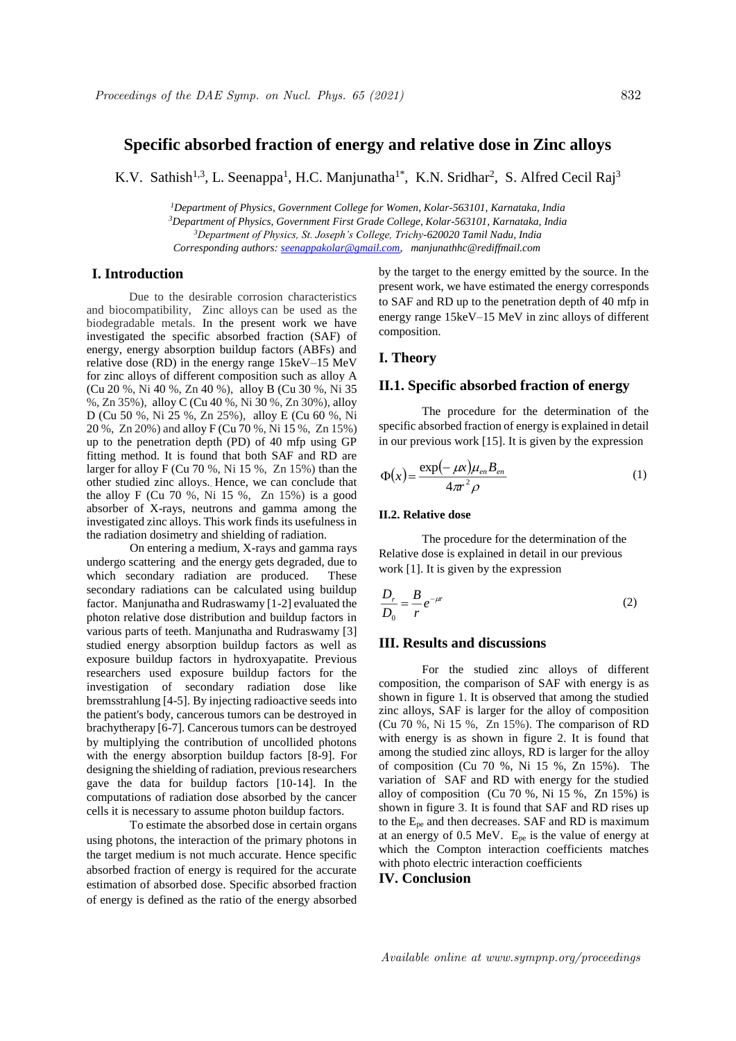# Specific absorbed fraction of energy and relative dose in Zinc alloys

K.V. Sathish[1,3], L. Seenappa[1], H.C. Manjunatha[1*], K.N. Sridhar[2], S. Alfred Cecil Raj[3]

*[1]Department of Physics, Government College for Women, Kolar-563101, Karnataka, India*
*[3]Department of Physics, Government First Grade College, Kolar-563101, Karnataka, India*
*[3]Department of Physics, St. Joseph's College, Trichy-620020 Tamil Nadu, India*
*Corresponding authors: seenappakolar@gmail.com, manjunathhc@rediffmail.com*

## I. Introduction

Due to the desirable corrosion characteristics and biocompatibility, Zinc alloys can be used as the biodegradable metals. In the present work we have investigated the specific absorbed fraction (SAF) of energy, energy absorption buildup factors (ABFs) and relative dose (RD) in the energy range 15keV–15 MeV for zinc alloys of different composition such as alloy A (Cu 20 %, Ni 40 %, Zn 40 %), alloy B (Cu 30 %, Ni 35 %, Zn 35%), alloy C (Cu 40 %, Ni 30 %, Zn 30%), alloy D (Cu 50 %, Ni 25 %, Zn 25%), alloy E (Cu 60 %, Ni 20 %, Zn 20%) and alloy F (Cu 70 %, Ni 15 %, Zn 15%) up to the penetration depth (PD) of 40 mfp using GP fitting method. It is found that both SAF and RD are larger for alloy F (Cu 70 %, Ni 15 %, Zn 15%) than the other studied zinc alloys. Hence, we can conclude that the alloy F (Cu 70 %, Ni 15 %, Zn 15%) is a good absorber of X-rays, neutrons and gamma among the investigated zinc alloys. This work finds its usefulness in the radiation dosimetry and shielding of radiation.

On entering a medium, X-rays and gamma rays undergo scattering and the energy gets degraded, due to which secondary radiation are produced. These secondary radiations can be calculated using buildup factor. Manjunatha and Rudraswamy [1-2] evaluated the photon relative dose distribution and buildup factors in various parts of teeth. Manjunatha and Rudraswamy [3] studied energy absorption buildup factors as well as exposure buildup factors in hydroxyapatite. Previous researchers used exposure buildup factors for the investigation of secondary radiation dose like bremsstrahlung [4-5]. By injecting radioactive seeds into the patient's body, cancerous tumors can be destroyed in brachytherapy [6-7]. Cancerous tumors can be destroyed by multiplying the contribution of uncollided photons with the energy absorption buildup factors [8-9]. For designing the shielding of radiation, previous researchers gave the data for buildup factors [10-14]. In the computations of radiation dose absorbed by the cancer cells it is necessary to assume photon buildup factors.

To estimate the absorbed dose in certain organs using photons, the interaction of the primary photons in the target medium is not much accurate. Hence specific absorbed fraction of energy is required for the accurate estimation of absorbed dose. Specific absorbed fraction of energy is defined as the ratio of the energy absorbed by the target to the energy emitted by the source. In the present work, we have estimated the energy corresponds to SAF and RD up to the penetration depth of 40 mfp in energy range 15keV–15 MeV in zinc alloys of different composition.

## I. Theory

## II.1. Specific absorbed fraction of energy

The procedure for the determination of the specific absorbed fraction of energy is explained in detail in our previous work [15]. It is given by the expression

$$\Phi(x) = \frac{\exp(-\mu x)\mu_{en} B_{en}}{4\pi r^2 \rho} \tag{1}$$

#### II.2. Relative dose

The procedure for the determination of the Relative dose is explained in detail in our previous work [1]. It is given by the expression

$$\frac{D_r}{D_0} = \frac{B}{r} e^{-\mu r} \tag{2}$$

## III. Results and discussions

For the studied zinc alloys of different composition, the comparison of SAF with energy is as shown in figure 1. It is observed that among the studied zinc alloys, SAF is larger for the alloy of composition (Cu 70 %, Ni 15 %, Zn 15%). The comparison of RD with energy is as shown in figure 2. It is found that among the studied zinc alloys, RD is larger for the alloy of composition (Cu 70 %, Ni 15 %, Zn 15%). The variation of SAF and RD with energy for the studied alloy of composition (Cu 70 %, Ni 15 %, Zn 15%) is shown in figure 3. It is found that SAF and RD rises up to the $E_{pe}$ and then decreases. SAF and RD is maximum at an energy of 0.5 MeV. $E_{pe}$ is the value of energy at which the Compton interaction coefficients matches with photo electric interaction coefficients

## IV. Conclusion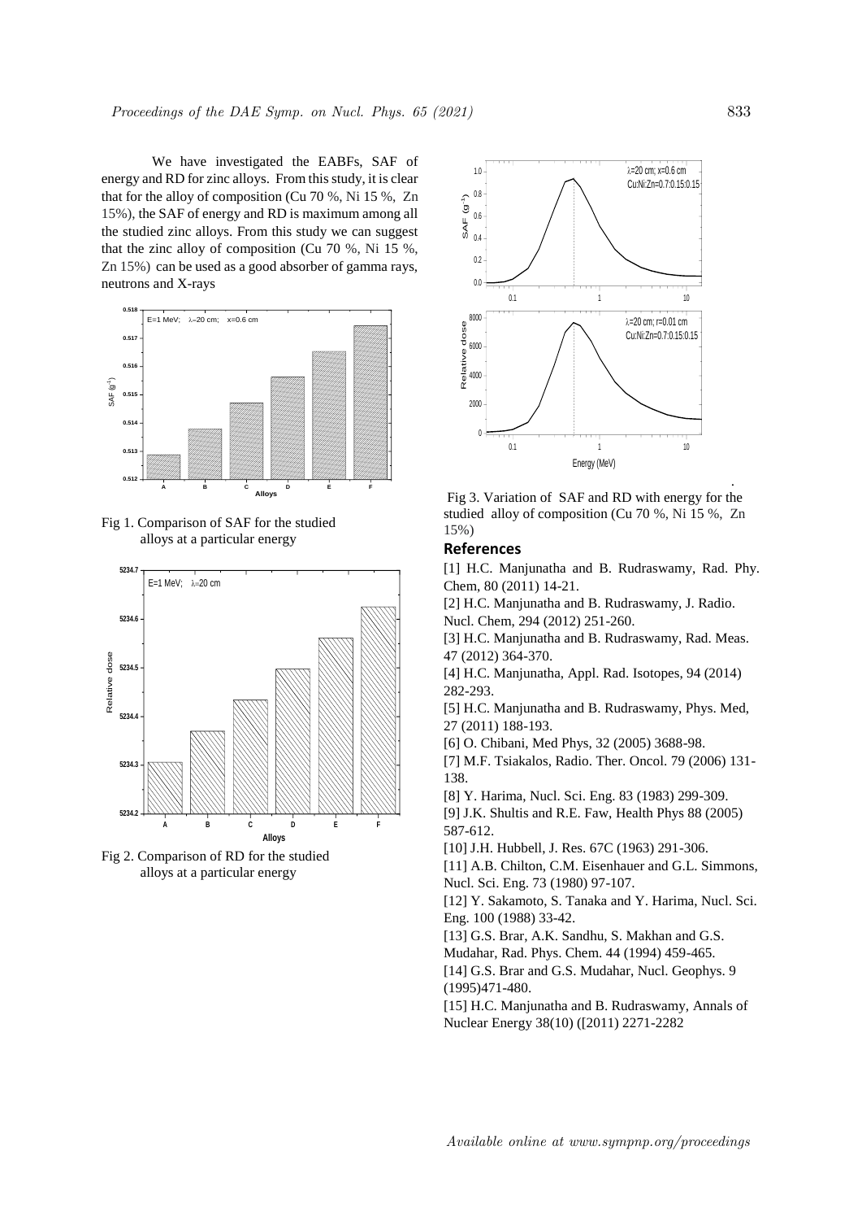We have investigated the EABFs, SAF of energy and RD for zinc alloys. From this study, it is clear that for the alloy of composition (Cu 70 %, Ni 15 %, Zn 15%), the SAF of energy and RD is maximum among all the studied zinc alloys. From this study we can suggest that the zinc alloy of composition (Cu 70 %, Ni 15 %, Zn 15%) can be used as a good absorber of gamma rays, neutrons and X-rays

E=1 MeV; λ=20 cm; x=0.6 cm

SAF (g⁻¹)

0.512 0.513 0.514 0.515 0.516 0.517 0.518

A B C D E F

Alloys

Fig 1. Comparison of SAF for the studied alloys at a particular energy

E=1 MeV; λ=20 cm

Relative dose

5234.2 5234.3 5234.4 5234.5 5234.6 5234.7

A B C D E F

Alloys

Fig 2. Comparison of RD for the studied alloys at a particular energy

λ=20 cm; x=0.6 cm

Cu:Ni:Zn=0.7:0.15:0.15

SAF (g⁻¹)

0.0 0.2 0.4 0.6 0.8 1.0

0.1 1 10

λ=20 cm; r=0.01 cm

Cu:Ni:Zn=0.7:0.15:0.15

Relative dose

0 2000 4000 6000 8000

0.1 1 10

Energy (MeV)

Fig 3. Variation of SAF and RD with energy for the studied alloy of composition (Cu 70 %, Ni 15 %, Zn 15%)

## References

[1] H.C. Manjunatha and B. Rudraswamy, Rad. Phy. Chem, 80 (2011) 14-21.

[2] H.C. Manjunatha and B. Rudraswamy, J. Radio. Nucl. Chem, 294 (2012) 251-260.

[3] H.C. Manjunatha and B. Rudraswamy, Rad. Meas. 47 (2012) 364-370.

[4] H.C. Manjunatha, Appl. Rad. Isotopes, 94 (2014) 282-293.

[5] H.C. Manjunatha and B. Rudraswamy, Phys. Med, 27 (2011) 188-193.

[6] O. Chibani, Med Phys, 32 (2005) 3688-98.

[7] M.F. Tsiakalos, Radio. Ther. Oncol. 79 (2006) 131-138.

[8] Y. Harima, Nucl. Sci. Eng. 83 (1983) 299-309.

[9] J.K. Shultis and R.E. Faw, Health Phys 88 (2005) 587-612.

[10] J.H. Hubbell, J. Res. 67C (1963) 291-306.

[11] A.B. Chilton, C.M. Eisenhauer and G.L. Simmons, Nucl. Sci. Eng. 73 (1980) 97-107.

[12] Y. Sakamoto, S. Tanaka and Y. Harima, Nucl. Sci. Eng. 100 (1988) 33-42.

[13] G.S. Brar, A.K. Sandhu, S. Makhan and G.S. Mudahar, Rad. Phys. Chem. 44 (1994) 459-465.

[14] G.S. Brar and G.S. Mudahar, Nucl. Geophys. 9 (1995)471-480.

[15] H.C. Manjunatha and B. Rudraswamy, Annals of Nuclear Energy 38(10) ([2011) 2271-2282